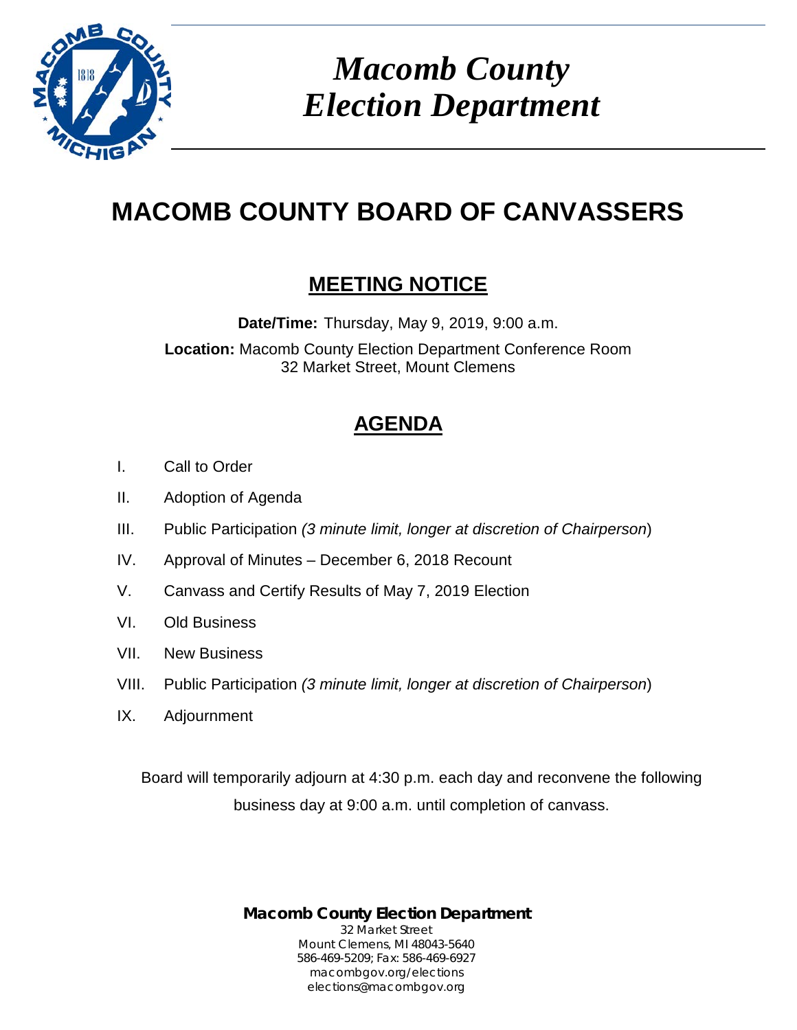# Macomb County Election Department

# MACOMB COUNTY BOARD OF CANVASSERS

## MEETING NOTICE

**Date/Time:** Thursday, May 9, 2019, 9:00 a.m.

**Location:** Macomb County Election Department Conference Room
32 Market Street, Mount Clemens

## AGENDA

I. Call to Order

II. Adoption of Agenda

III. Public Participation *(3 minute limit, longer at discretion of Chairperson*)

IV. Approval of Minutes – December 6, 2018 Recount

V. Canvass and Certify Results of May 7, 2019 Election

VI. Old Business

VII. New Business

VIII. Public Participation *(3 minute limit, longer at discretion of Chairperson*)

IX. Adjournment

Board will temporarily adjourn at 4:30 p.m. each day and reconvene the following business day at 9:00 a.m. until completion of canvass.

**Macomb County Election Department**
32 Market Street
Mount Clemens, MI 48043-5640
586-469-5209; Fax: 586-469-6927
macombgov.org/elections
elections@macombgov.org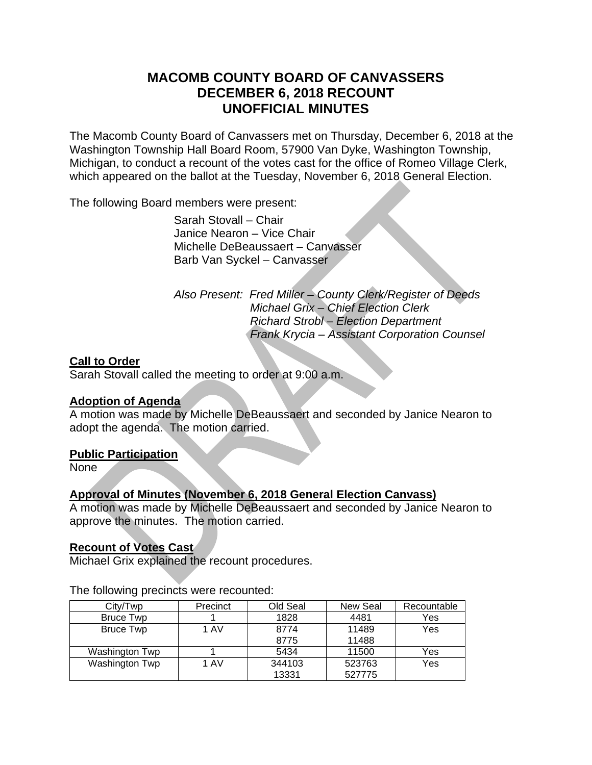# MACOMB COUNTY BOARD OF CANVASSERS
# DECEMBER 6, 2018 RECOUNT
# UNOFFICIAL MINUTES

The Macomb County Board of Canvassers met on Thursday, December 6, 2018 at the Washington Township Hall Board Room, 57900 Van Dyke, Washington Township, Michigan, to conduct a recount of the votes cast for the office of Romeo Village Clerk, which appeared on the ballot at the Tuesday, November 6, 2018 General Election.

The following Board members were present:

Sarah Stovall – Chair
Janice Nearon – Vice Chair
Michelle DeBeaussaert – Canvasser
Barb Van Syckel – Canvasser

*Also Present: Fred Miller – County Clerk/Register of Deeds*
*Michael Grix – Chief Election Clerk*
*Richard Strobl – Election Department*
*Frank Krycia – Assistant Corporation Counsel*

**Call to Order**
Sarah Stovall called the meeting to order at 9:00 a.m.

**Adoption of Agenda**
A motion was made by Michelle DeBeaussaert and seconded by Janice Nearon to adopt the agenda. The motion carried.

**Public Participation**
None

**Approval of Minutes (November 6, 2018 General Election Canvass)**
A motion was made by Michelle DeBeaussaert and seconded by Janice Nearon to approve the minutes. The motion carried.

**Recount of Votes Cast**
Michael Grix explained the recount procedures.

The following precincts were recounted:

| City/Twp | Precinct | Old Seal | New Seal | Recountable |
|---|---|---|---|---|
| Bruce Twp | 1 | 1828 | 4481 | Yes |
| Bruce Twp | 1 AV | 8774<br>8775 | 11489<br>11488 | Yes |
| Washington Twp | 1 | 5434 | 11500 | Yes |
| Washington Twp | 1 AV | 344103<br>13331 | 523763<br>527775 | Yes |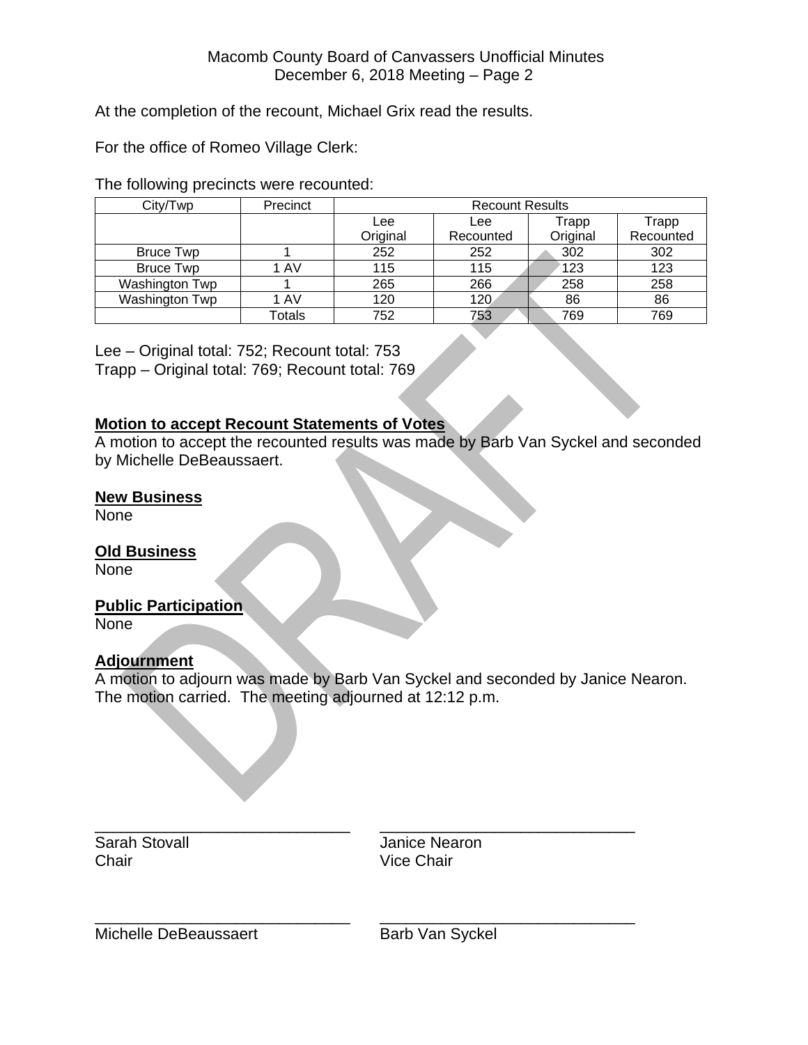At the completion of the recount, Michael Grix read the results.

For the office of Romeo Village Clerk:

The following precincts were recounted:

| City/Twp | Precinct | Recount Results | | | |
|---|---|---|---|---|---|
| | | Lee Original | Lee Recounted | Trapp Original | Trapp Recounted |
| Bruce Twp | 1 | 252 | 252 | 302 | 302 |
| Bruce Twp | 1 AV | 115 | 115 | 123 | 123 |
| Washington Twp | 1 | 265 | 266 | 258 | 258 |
| Washington Twp | 1 AV | 120 | 120 | 86 | 86 |
| | Totals | 752 | 753 | 769 | 769 |

Lee – Original total: 752; Recount total: 753
Trapp – Original total: 769; Recount total: 769

**Motion to accept Recount Statements of Votes**

A motion to accept the recounted results was made by Barb Van Syckel and seconded by Michelle DeBeaussaert.

**New Business**

None

**Old Business**

None

**Public Participation**

None

**Adjournment**

A motion to adjourn was made by Barb Van Syckel and seconded by Janice Nearon. The motion carried. The meeting adjourned at 12:12 p.m.

\_\_\_\_\_\_\_\_\_\_\_\_\_\_\_\_\_\_\_\_\_\_\_\_\_\_\_\_\_\_
Sarah Stovall
Chair

\_\_\_\_\_\_\_\_\_\_\_\_\_\_\_\_\_\_\_\_\_\_\_\_\_\_\_\_\_\_
Janice Nearon
Vice Chair

\_\_\_\_\_\_\_\_\_\_\_\_\_\_\_\_\_\_\_\_\_\_\_\_\_\_\_\_\_\_
Michelle DeBeaussaert

\_\_\_\_\_\_\_\_\_\_\_\_\_\_\_\_\_\_\_\_\_\_\_\_\_\_\_\_\_\_
Barb Van Syckel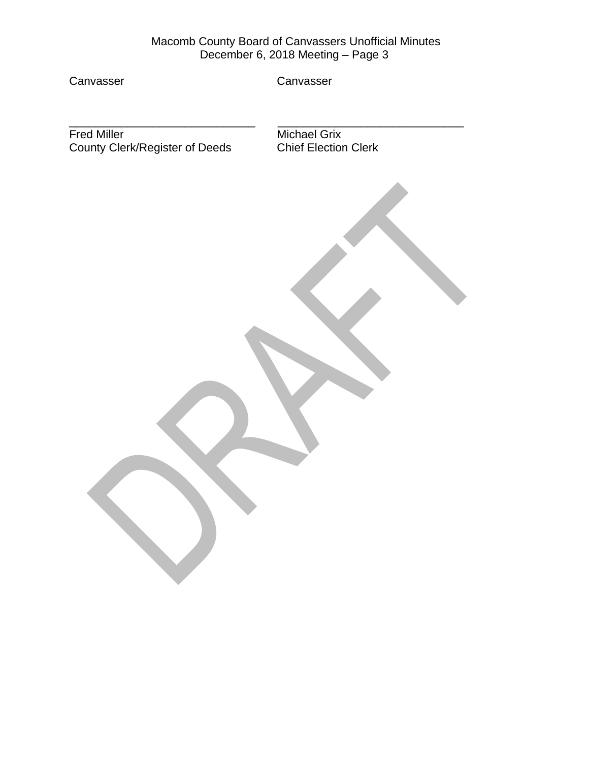| Canvasser | Canvasser |
| --- | --- |
| _____________________________ | _____________________________ |
| Fred Miller | Michael Grix |
| County Clerk/Register of Deeds | Chief Election Clerk |

DRAFT